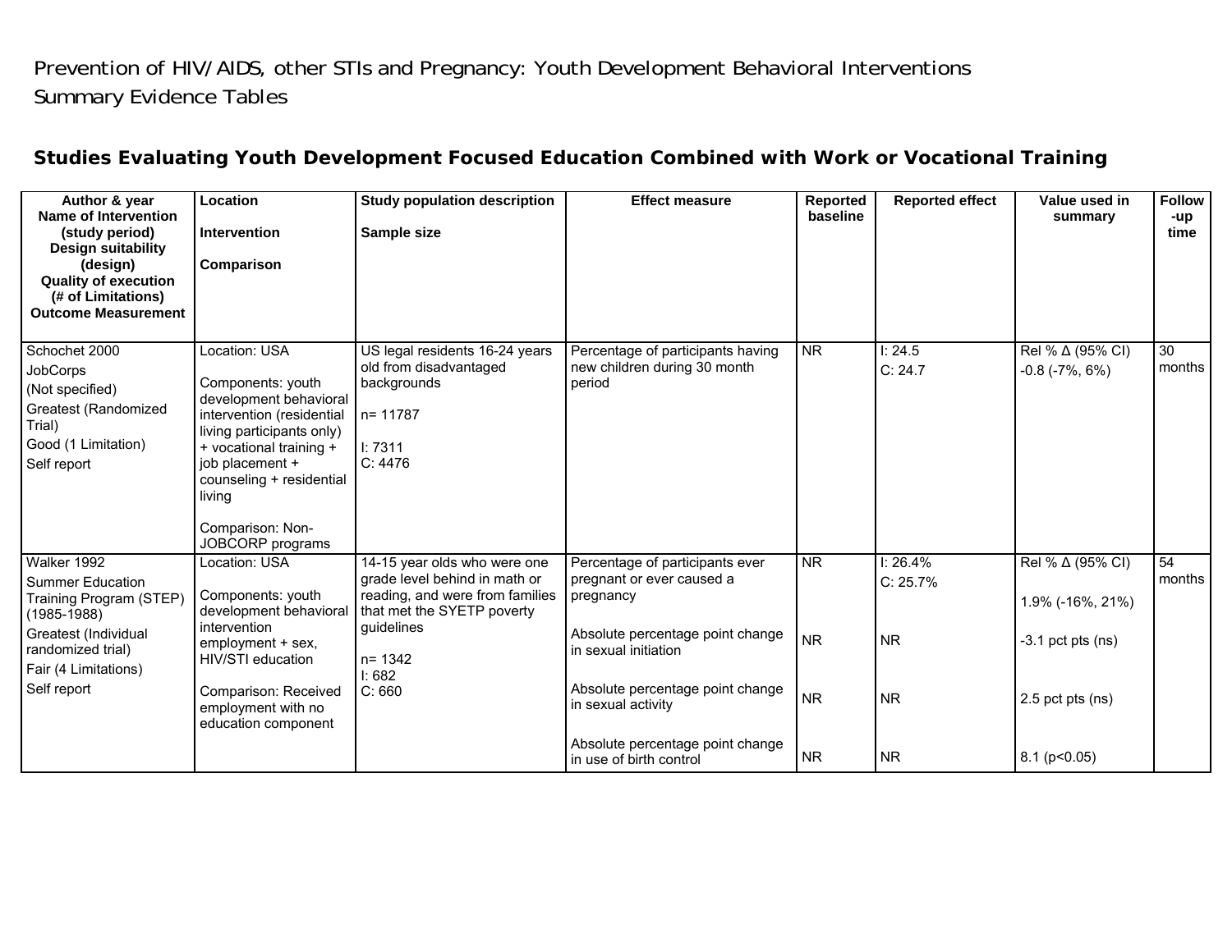Prevention of HIV/AIDS, other STIs and Pregnancy: Youth Development Behavioral Interventions
Summary Evidence Tables

## Studies Evaluating Youth Development Focused Education Combined with Work or Vocational Training

| Author & year<br>Name of Intervention<br>(study period)<br>Design suitability<br>(design)<br>Quality of execution<br>(# of Limitations)<br>Outcome Measurement | Location<br><br>Intervention<br><br>Comparison | Study population description<br><br>Sample size | Effect measure | Reported baseline | Reported effect | Value used in summary | Follow-up time |
|---|---|---|---|---|---|---|---|
| Schochet 2000<br>JobCorps<br>(Not specified)<br>Greatest (Randomized Trial)<br>Good (1 Limitation)<br>Self report | Location: USA<br><br>Components: youth development behavioral intervention (residential living participants only) + vocational training + job placement + counseling + residential living<br><br>Comparison: Non-JOBCORP programs | US legal residents 16-24 years old from disadvantaged backgrounds<br><br>n= 11787<br><br>I: 7311<br>C: 4476 | Percentage of participants having new children during 30 month period | NR | I: 24.5<br>C: 24.7 | Rel % Δ (95% CI)<br>-0.8 (-7%, 6%) | 30 months |
| Walker 1992<br>Summer Education Training Program (STEP)<br>(1985-1988)<br>Greatest (Individual randomized trial)<br>Fair (4 Limitations)<br>Self report | Location: USA<br><br>Components: youth development behavioral intervention employment + sex, HIV/STI education<br><br>Comparison: Received employment with no education component | 14-15 year olds who were one grade level behind in math or reading, and were from families that met the SYETP poverty guidelines<br><br>n= 1342<br>I: 682<br>C: 660 | Percentage of participants ever pregnant or ever caused a pregnancy<br><br>Absolute percentage point change in sexual initiation<br><br>Absolute percentage point change in sexual activity<br><br>Absolute percentage point change in use of birth control | NR<br><br>NR<br><br>NR<br><br>NR | I: 26.4%<br>C: 25.7%<br><br>NR<br><br>NR<br><br>NR | Rel % Δ (95% CI)<br>1.9% (-16%, 21%)<br><br>-3.1 pct pts (ns)<br><br>2.5 pct pts (ns)<br><br>8.1 ($p<0.05$) | 54 months |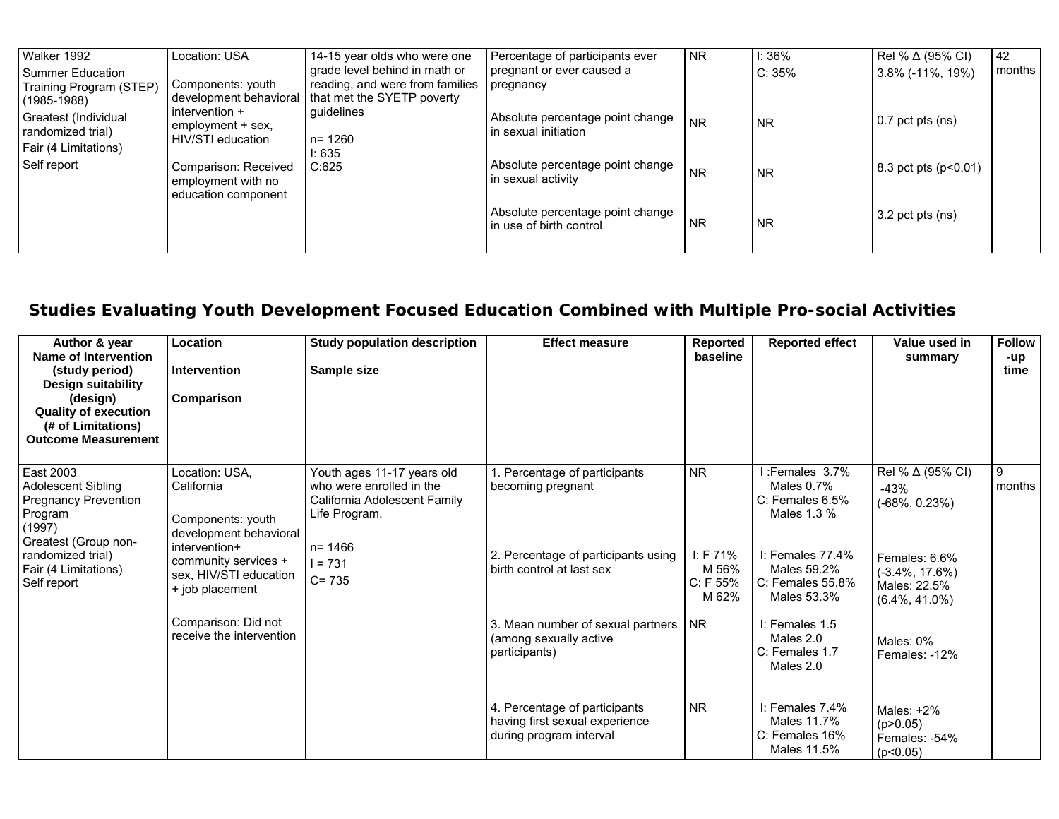| Walker 1992<br>Summer Education Training Program (STEP) (1985-1988)<br>Greatest (Individual randomized trial)<br>Fair (4 Limitations)<br>Self report | Location: USA<br><br>Components: youth development behavioral intervention + employment + sex, HIV/STI education<br><br>Comparison: Received employment with no education component | 14-15 year olds who were one grade level behind in math or reading, and were from families that met the SYETP poverty guidelines<br><br>n= 1260<br>I: 635<br>C:625 | Percentage of participants ever pregnant or ever caused a pregnancy | NR | I: 36%<br>C: 35% | Rel % Δ (95% CI)<br>3.8% (-11%, 19%) | 42 months |
|---|---|---|---|---|---|---|---|
| | | | Absolute percentage point change in sexual initiation | NR | NR | 0.7 pct pts (ns) | |
| | | | Absolute percentage point change in sexual activity | NR | NR | 8.3 pct pts ($p<0.01$) | |
| | | | Absolute percentage point change in use of birth control | NR | NR | 3.2 pct pts (ns) | |

## Studies Evaluating Youth Development Focused Education Combined with Multiple Pro-social Activities

| Author & year<br>Name of Intervention (study period)<br>Design suitability (design)<br>Quality of execution (# of Limitations)<br>Outcome Measurement | Location<br><br>Intervention<br><br>Comparison | Study population description<br><br>Sample size | Effect measure | Reported baseline | Reported effect | Value used in summary | Follow-up time |
|---|---|---|---|---|---|---|---|
| East 2003<br>Adolescent Sibling Pregnancy Prevention Program<br>(1997)<br>Greatest (Group non-randomized trial)<br>Fair (4 Limitations)<br>Self report | Location: USA, California<br><br>Components: youth development behavioral intervention+ community services + sex, HIV/STI education + job placement<br><br>Comparison: Did not receive the intervention | Youth ages 11-17 years old who were enrolled in the California Adolescent Family Life Program.<br><br>n= 1466<br>I = 731<br>C= 735 | 1. Percentage of participants becoming pregnant | NR | I :Females 3.7%<br>Males 0.7%<br>C: Females 6.5%<br>Males 1.3 % | Rel % Δ (95% CI)<br>-43%<br>(-68%, 0.23%) | 9 months |
| | | | 2. Percentage of participants using birth control at last sex | I: F 71%<br>M 56%<br>C: F 55%<br>M 62% | I: Females 77.4%<br>Males 59.2%<br>C: Females 55.8%<br>Males 53.3% | Females: 6.6%<br>(-3.4%, 17.6%)<br>Males: 22.5%<br>(6.4%, 41.0%) | |
| | | | 3. Mean number of sexual partners (among sexually active participants) | NR | I: Females 1.5<br>Males 2.0<br>C: Females 1.7<br>Males 2.0 | Males: 0%<br>Females: -12% | |
| | | | 4. Percentage of participants having first sexual experience during program interval | NR | I: Females 7.4%<br>Males 11.7%<br>C: Females 16%<br>Males 11.5% | Males: +2%<br>($p>0.05$)<br>Females: -54%<br>($p<0.05$) | |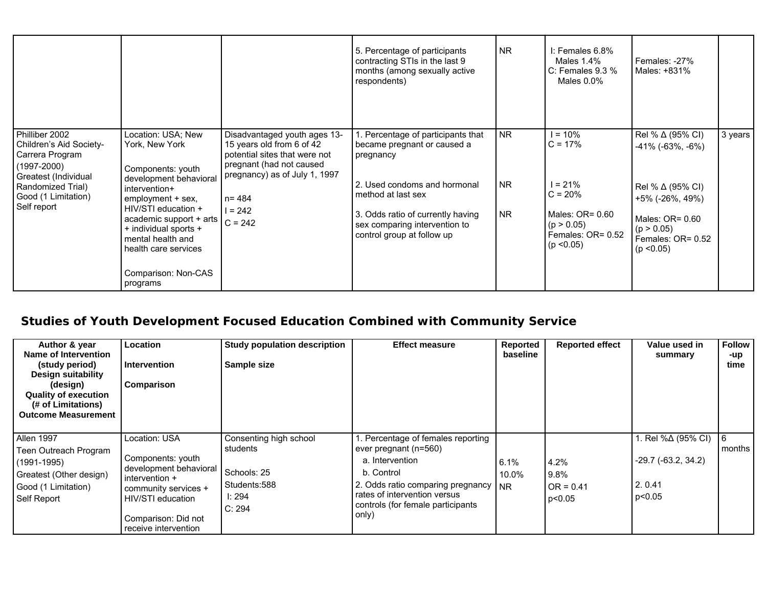| | | | 5. Percentage of participants contracting STIs in the last 9 months (among sexually active respondents) | NR | I: Females 6.8%<br>Males 1.4%<br>C: Females 9.3 %<br>Males 0.0% | Females: -27%<br>Males: +831% | |
|---|---|---|---|---|---|---|---|
| Philliber 2002<br>Children's Aid Society-Carrera Program<br>(1997-2000)<br>Greatest (Individual Randomized Trial)<br>Good (1 Limitation)<br>Self report | Location: USA; New York, New York<br><br>Components: youth development behavioral intervention+ employment + sex, HIV/STI education + academic support + arts + individual sports + mental health and health care services<br><br>Comparison: Non-CAS programs | Disadvantaged youth ages 13-15 years old from 6 of 42 potential sites that were not pregnant (had not caused pregnancy) as of July 1, 1997<br><br>n= 484<br>I = 242<br>C = 242 | 1. Percentage of participants that became pregnant or caused a pregnancy<br><br>2. Used condoms and hormonal method at last sex<br><br>3. Odds ratio of currently having sex comparing intervention to control group at follow up | NR<br><br>NR<br><br>NR | I = 10%<br>C = 17%<br><br>I = 21%<br>C = 20%<br><br>Males: OR= 0.60 ($p > 0.05$)<br>Females: OR= 0.52 ($p < 0.05$) | Rel % Δ (95% CI)<br>-41% (-63%, -6%)<br><br>Rel % Δ (95% CI)<br>+5% (-26%, 49%)<br><br>Males: OR= 0.60 ($p > 0.05$)<br>Females: OR= 0.52 ($p < 0.05$) | 3 years |

## Studies of Youth Development Focused Education Combined with Community Service

| Author & year<br>Name of Intervention<br>(study period)<br>Design suitability<br>(design)<br>Quality of execution<br>(# of Limitations)<br>Outcome Measurement | Location<br><br>Intervention<br><br>Comparison | Study population description<br><br>Sample size | Effect measure | Reported baseline | Reported effect | Value used in summary | Follow-up time |
|---|---|---|---|---|---|---|---|
| Allen 1997<br>Teen Outreach Program<br>(1991-1995)<br>Greatest (Other design)<br>Good (1 Limitation)<br>Self Report | Location: USA<br><br>Components: youth development behavioral intervention + community services + HIV/STI education<br><br>Comparison: Did not receive intervention | Consenting high school students<br><br>Schools: 25<br>Students:588<br>I: 294<br>C: 294 | 1. Percentage of females reporting ever pregnant (n=560)<br>a. Intervention<br>b. Control<br>2. Odds ratio comparing pregnancy rates of intervention versus controls (for female participants only) | <br><br>6.1%<br>10.0%<br>NR | <br><br>4.2%<br>9.8%<br>OR = 0.41<br>$p<0.05$ | 1. Rel %Δ (95% CI)<br><br>-29.7 (-63.2, 34.2)<br><br>2. 0.41<br>$p<0.05$ | 6 months |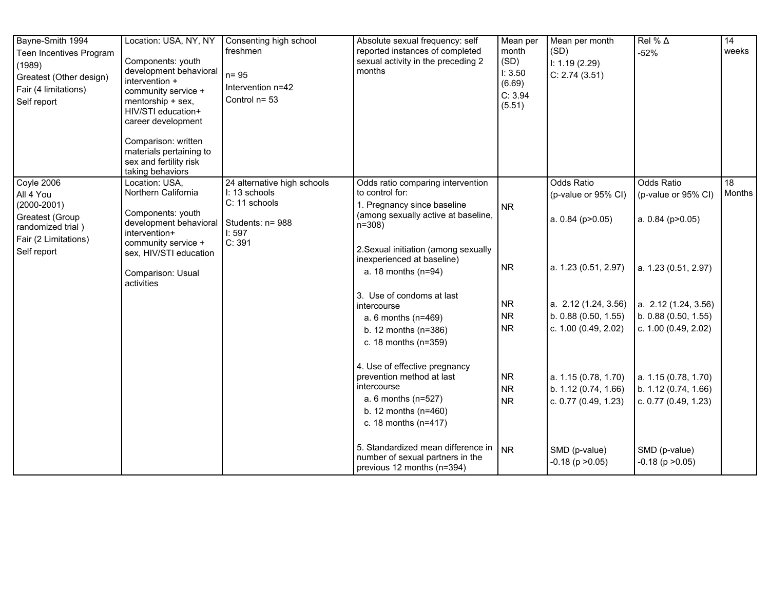| Bayne-Smith 1994<br>Teen Incentives Program (1989)<br>Greatest (Other design)<br>Fair (4 limitations)<br>Self report | Location: USA, NY, NY<br><br>Components: youth development behavioral intervention + community service + mentorship + sex, HIV/STI education+ career development<br><br>Comparison: written materials pertaining to sex and fertility risk taking behaviors | Consenting high school freshmen<br><br>n= 95<br>Intervention n=42<br>Control n= 53 | Absolute sexual frequency: self reported instances of completed sexual activity in the preceding 2 months | Mean per month (SD)<br>I: 3.50 (6.69)<br>C: 3.94 (5.51) | Mean per month (SD)<br>I: 1.19 (2.29)<br>C: 2.74 (3.51) | Rel % Δ<br>-52% | 14 weeks |
|---|---|---|---|---|---|---|---|
| Coyle 2006<br>All 4 You (2000-2001)<br>Greatest (Group randomized trial )<br>Fair (2 Limitations)<br>Self report | Location: USA, Northern California<br><br>Components: youth development behavioral intervention+ community service + sex, HIV/STI education<br><br>Comparison: Usual activities | 24 alternative high schools<br>I: 13 schools<br>C: 11 schools<br><br>Students: n= 988<br>I: 597<br>C: 391 | Odds ratio comparing intervention to control for:<br>1. Pregnancy since baseline (among sexually active at baseline, n=308)<br><br>2.Sexual initiation (among sexually inexperienced at baseline)<br>a. 18 months (n=94)<br><br>3. Use of condoms at last intercourse<br>a. 6 months (n=469)<br>b. 12 months (n=386)<br>c. 18 months (n=359)<br><br>4. Use of effective pregnancy prevention method at last intercourse<br>a. 6 months (n=527)<br>b. 12 months (n=460)<br>c. 18 months (n=417)<br><br>5. Standardized mean difference in number of sexual partners in the previous 12 months (n=394) | NR<br><br>NR<br><br>NR<br>NR<br>NR<br><br>NR<br>NR<br>NR<br><br>NR | Odds Ratio (p-value or 95% CI)<br>a. 0.84 (p>0.05)<br><br>a. 1.23 (0.51, 2.97)<br><br>a. 2.12 (1.24, 3.56)<br>b. 0.88 (0.50, 1.55)<br>c. 1.00 (0.49, 2.02)<br><br>a. 1.15 (0.78, 1.70)<br>b. 1.12 (0.74, 1.66)<br>c. 0.77 (0.49, 1.23)<br><br>SMD (p-value)<br>-0.18 (p >0.05) | Odds Ratio (p-value or 95% CI)<br>a. 0.84 (p>0.05)<br><br>a. 1.23 (0.51, 2.97)<br><br>a. 2.12 (1.24, 3.56)<br>b. 0.88 (0.50, 1.55)<br>c. 1.00 (0.49, 2.02)<br><br>a. 1.15 (0.78, 1.70)<br>b. 1.12 (0.74, 1.66)<br>c. 0.77 (0.49, 1.23)<br><br>SMD (p-value)<br>-0.18 (p >0.05) | 18 Months |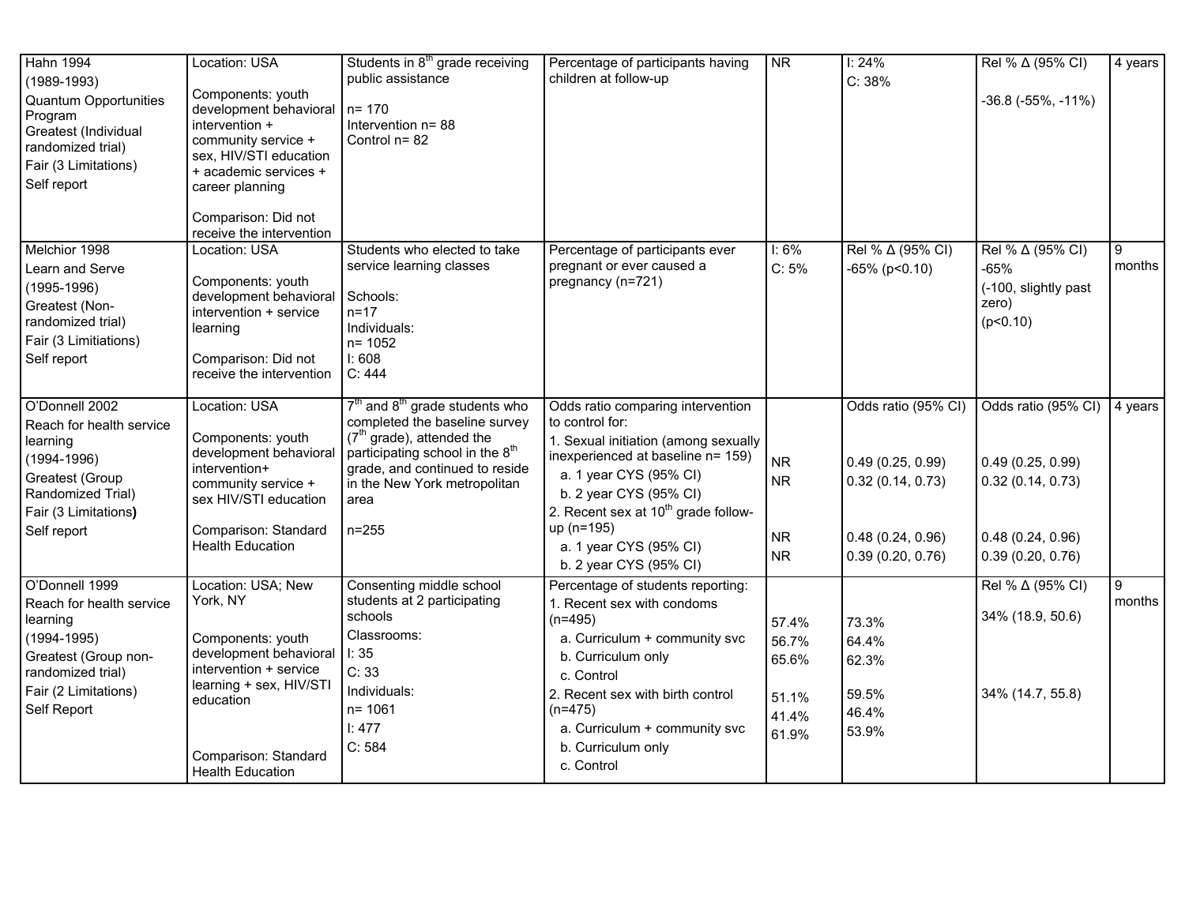| Hahn 1994<br>(1989-1993)<br>Quantum Opportunities Program<br>Greatest (Individual randomized trial)<br>Fair (3 Limitations)<br>Self report | Location: USA<br><br>Components: youth development behavioral intervention + community service + sex, HIV/STI education + academic services + career planning<br><br>Comparison: Did not receive the intervention | Students in 8[th] grade receiving public assistance<br><br>n= 170<br>Intervention n= 88<br>Control n= 82 | Percentage of participants having children at follow-up | NR | I: 24%<br>C: 38% | Rel % Δ (95% CI)<br><br>-36.8 (-55%, -11%) | 4 years |
|---|---|---|---|---|---|---|---|
| Melchior 1998<br>Learn and Serve<br>(1995-1996)<br>Greatest (Non-randomized trial)<br>Fair (3 Limitiations)<br>Self report | Location: USA<br><br>Components: youth development behavioral intervention + service learning<br><br>Comparison: Did not receive the intervention | Students who elected to take service learning classes<br><br>Schools:<br>n=17<br>Individuals:<br>n= 1052<br>I: 608<br>C: 444 | Percentage of participants ever pregnant or ever caused a pregnancy (n=721) | I: 6%<br>C: 5% | Rel % Δ (95% CI)<br>-65% (p<0.10) | Rel % Δ (95% CI)<br>-65%<br>(-100, slightly past zero)<br>(p<0.10) | 9 months |
| O'Donnell 2002<br>Reach for health service learning<br>(1994-1996)<br>Greatest (Group Randomized Trial)<br>Fair (3 Limitations)<br>Self report | Location: USA<br><br>Components: youth development behavioral intervention+ community service + sex HIV/STI education<br><br>Comparison: Standard Health Education | 7[th] and 8[th] grade students who completed the baseline survey (7[th] grade), attended the participating school in the 8[th] grade, and continued to reside in the New York metropolitan area<br><br>n=255 | Odds ratio comparing intervention to control for:<br>1. Sexual initiation (among sexually inexperienced at baseline n= 159)<br>a. 1 year CYS (95% CI)<br>b. 2 year CYS (95% CI)<br>2. Recent sex at 10[th] grade follow-up (n=195)<br>a. 1 year CYS (95% CI)<br>b. 2 year CYS (95% CI) | <br><br><br>NR<br>NR<br><br>NR<br>NR | Odds ratio (95% CI)<br><br><br>0.49 (0.25, 0.99)<br>0.32 (0.14, 0.73)<br><br>0.48 (0.24, 0.96)<br>0.39 (0.20, 0.76) | Odds ratio (95% CI)<br><br><br>0.49 (0.25, 0.99)<br>0.32 (0.14, 0.73)<br><br>0.48 (0.24, 0.96)<br>0.39 (0.20, 0.76) | 4 years |
| O'Donnell 1999<br>Reach for health service learning<br>(1994-1995)<br>Greatest (Group non-randomized trial)<br>Fair (2 Limitations)<br>Self Report | Location: USA; New York, NY<br><br>Components: youth development behavioral intervention + service learning + sex, HIV/STI education<br><br>Comparison: Standard Health Education | Consenting middle school students at 2 participating schools<br>Classrooms:<br>I: 35<br>C: 33<br>Individuals:<br>n= 1061<br>I: 477<br>C: 584 | Percentage of students reporting:<br>1. Recent sex with condoms (n=495)<br>a. Curriculum + community svc<br>b. Curriculum only<br>c. Control<br>2. Recent sex with birth control (n=475)<br>a. Curriculum + community svc<br>b. Curriculum only<br>c. Control | <br><br>57.4%<br>56.7%<br>65.6%<br><br>51.1%<br>41.4%<br>61.9% | <br><br>73.3%<br>64.4%<br>62.3%<br><br>59.5%<br>46.4%<br>53.9% | Rel % Δ (95% CI)<br><br>34% (18.9, 50.6)<br><br><br><br>34% (14.7, 55.8) | 9 months |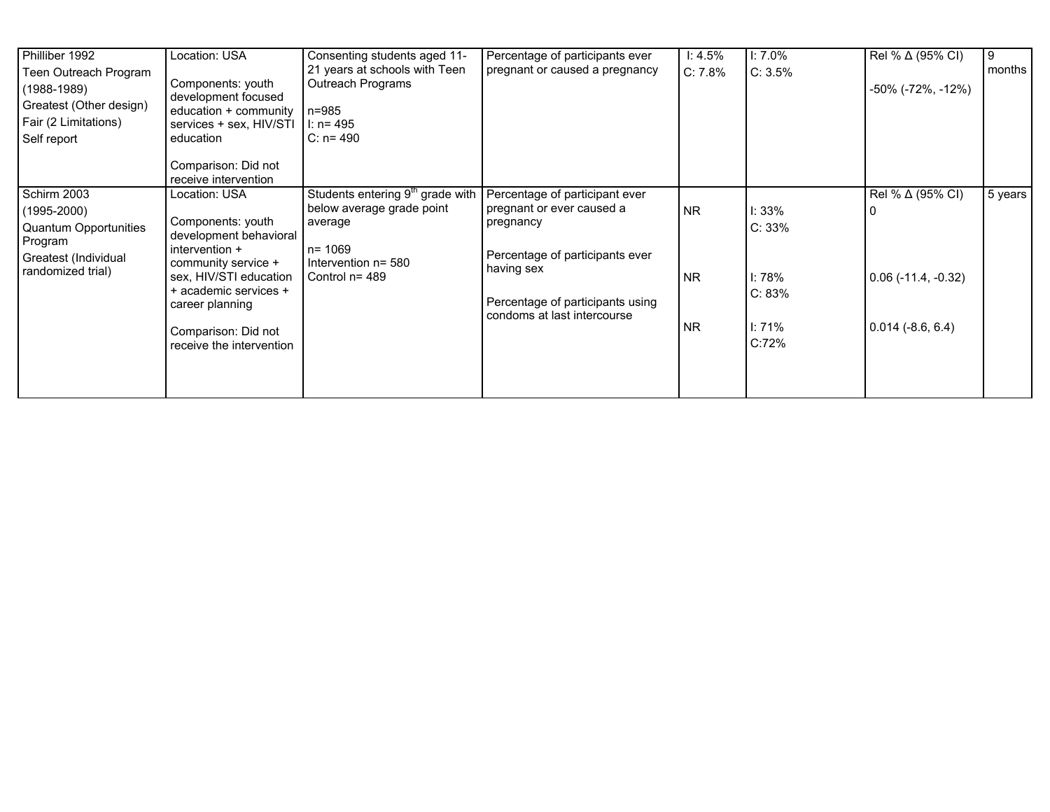| | | | | | | | |
|---|---|---|---|---|---|---|---|
| Philliber 1992<br>Teen Outreach Program (1988-1989)<br>Greatest (Other design)<br>Fair (2 Limitations)<br>Self report | Location: USA<br><br>Components: youth development focused education + community services + sex, HIV/STI education<br><br>Comparison: Did not receive intervention | Consenting students aged 11-21 years at schools with Teen Outreach Programs<br><br>n=985<br>I: n= 495<br>C: n= 490 | Percentage of participants ever pregnant or caused a pregnancy | I: 4.5%<br>C: 7.8% | I: 7.0%<br>C: 3.5% | Rel % Δ (95% CI)<br><br>-50% (-72%, -12%) | 9 months |
| Schirm 2003<br>(1995-2000)<br>Quantum Opportunities Program<br>Greatest (Individual randomized trial) | Location: USA<br><br>Components: youth development behavioral intervention + community service + sex, HIV/STI education + academic services + career planning<br><br>Comparison: Did not receive the intervention | Students entering 9th grade with below average grade point average<br><br>n= 1069<br>Intervention n= 580<br>Control n= 489 | Percentage of participant ever pregnant or ever caused a pregnancy<br><br>Percentage of participants ever having sex<br><br>Percentage of participants using condoms at last intercourse | NR<br><br>NR<br><br>NR | I: 33%<br>C: 33%<br><br>I: 78%<br>C: 83%<br><br>I: 71%<br>C:72% | Rel % Δ (95% CI)<br>0<br><br>0.06 (-11.4, -0.32)<br><br>0.014 (-8.6, 6.4) | 5 years |